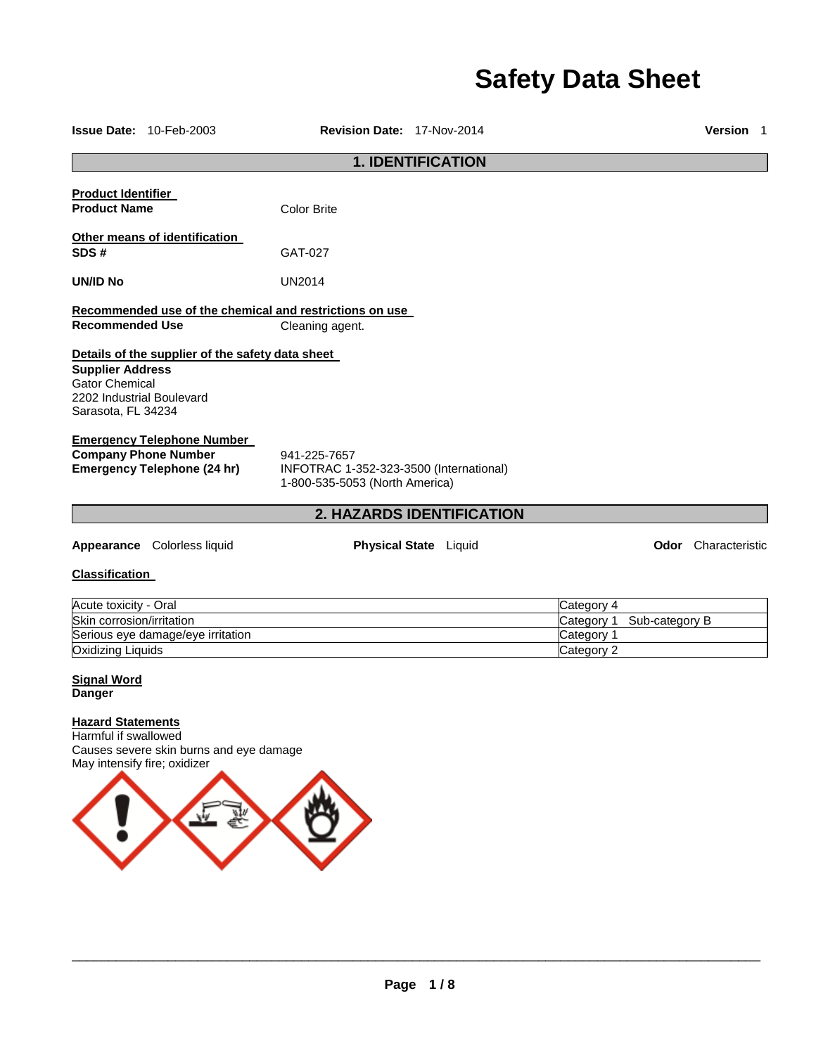# Safety Data Sheet

**Issue Date:** 10-Feb-2003 **Revision Date:** 17-Nov-2014 **Version** 1

## 1. IDENTIFICATION

**Product Identifier**

**Product Name** Color Brite

**Other means of identification**

**SDS #** GAT-027

**UN/ID No** UN2014

**Recommended use of the chemical and restrictions on use**

**Recommended Use** Cleaning agent.

**Details of the supplier of the safety data sheet**

**Supplier Address**
Gator Chemical
2202 Industrial Boulevard
Sarasota, FL 34234

**Emergency Telephone Number**

**Company Phone Number** 941-225-7657

**Emergency Telephone (24 hr)** INFOTRAC 1-352-323-3500 (International)
1-800-535-5053 (North America)

## 2. HAZARDS IDENTIFICATION

**Appearance** Colorless liquid **Physical State** Liquid **Odor** Characteristic

**Classification**

| | |
|---|---|
| Acute toxicity - Oral | Category 4 |
| Skin corrosion/irritation | Category 1 Sub-category B |
| Serious eye damage/eye irritation | Category 1 |
| Oxidizing Liquids | Category 2 |

**Signal Word**
**Danger**

**Hazard Statements**
Harmful if swallowed
Causes severe skin burns and eye damage
May intensify fire; oxidizer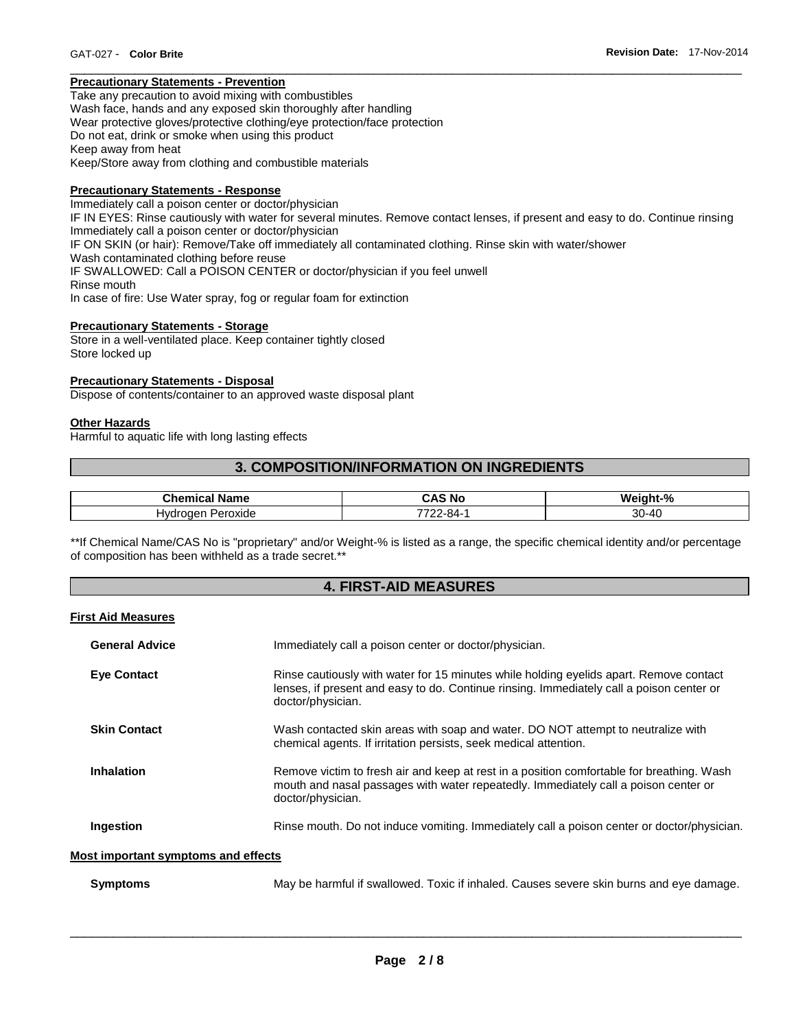#### Precautionary Statements - Prevention

Take any precaution to avoid mixing with combustibles
Wash face, hands and any exposed skin thoroughly after handling
Wear protective gloves/protective clothing/eye protection/face protection
Do not eat, drink or smoke when using this product
Keep away from heat
Keep/Store away from clothing and combustible materials

#### Precautionary Statements - Response

Immediately call a poison center or doctor/physician
IF IN EYES: Rinse cautiously with water for several minutes. Remove contact lenses, if present and easy to do. Continue rinsing
Immediately call a poison center or doctor/physician
IF ON SKIN (or hair): Remove/Take off immediately all contaminated clothing. Rinse skin with water/shower
Wash contaminated clothing before reuse
IF SWALLOWED: Call a POISON CENTER or doctor/physician if you feel unwell
Rinse mouth
In case of fire: Use Water spray, fog or regular foam for extinction

#### Precautionary Statements - Storage

Store in a well-ventilated place. Keep container tightly closed
Store locked up

#### Precautionary Statements - Disposal

Dispose of contents/container to an approved waste disposal plant

#### Other Hazards

Harmful to aquatic life with long lasting effects

## 3. COMPOSITION/INFORMATION ON INGREDIENTS

| Chemical Name | CAS No | Weight-% |
|---|---|---|
| Hydrogen Peroxide | 7722-84-1 | 30-40 |

**If Chemical Name/CAS No is "proprietary" and/or Weight-% is listed as a range, the specific chemical identity and/or percentage of composition has been withheld as a trade secret.**

## 4. FIRST-AID MEASURES

#### First Aid Measures

**General Advice** Immediately call a poison center or doctor/physician.

**Eye Contact** Rinse cautiously with water for 15 minutes while holding eyelids apart. Remove contact lenses, if present and easy to do. Continue rinsing. Immediately call a poison center or doctor/physician.

**Skin Contact** Wash contacted skin areas with soap and water. DO NOT attempt to neutralize with chemical agents. If irritation persists, seek medical attention.

**Inhalation** Remove victim to fresh air and keep at rest in a position comfortable for breathing. Wash mouth and nasal passages with water repeatedly. Immediately call a poison center or doctor/physician.

**Ingestion** Rinse mouth. Do not induce vomiting. Immediately call a poison center or doctor/physician.

#### Most important symptoms and effects

**Symptoms** May be harmful if swallowed. Toxic if inhaled. Causes severe skin burns and eye damage.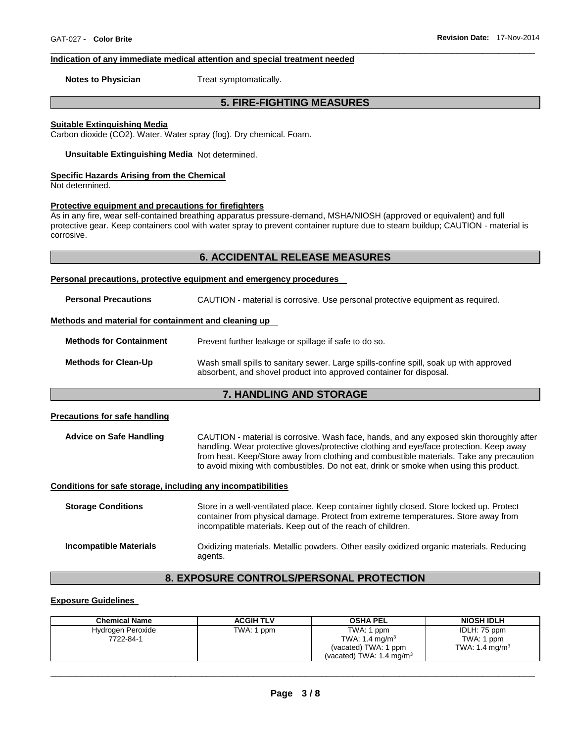#### Indication of any immediate medical attention and special treatment needed

**Notes to Physician** Treat symptomatically.

## 5. FIRE-FIGHTING MEASURES

#### Suitable Extinguishing Media

Carbon dioxide ($CO_2$). Water. Water spray (fog). Dry chemical. Foam.

**Unsuitable Extinguishing Media** Not determined.

#### Specific Hazards Arising from the Chemical

Not determined.

#### Protective equipment and precautions for firefighters

As in any fire, wear self-contained breathing apparatus pressure-demand, MSHA/NIOSH (approved or equivalent) and full protective gear. Keep containers cool with water spray to prevent container rupture due to steam buildup; CAUTION - material is corrosive.

## 6. ACCIDENTAL RELEASE MEASURES

#### Personal precautions, protective equipment and emergency procedures

**Personal Precautions** CAUTION - material is corrosive. Use personal protective equipment as required.

#### Methods and material for containment and cleaning up

**Methods for Containment** Prevent further leakage or spillage if safe to do so.

**Methods for Clean-Up** Wash small spills to sanitary sewer. Large spills-confine spill, soak up with approved absorbent, and shovel product into approved container for disposal.

## 7. HANDLING AND STORAGE

#### Precautions for safe handling

**Advice on Safe Handling** CAUTION - material is corrosive. Wash face, hands, and any exposed skin thoroughly after handling. Wear protective gloves/protective clothing and eye/face protection. Keep away from heat. Keep/Store away from clothing and combustible materials. Take any precaution to avoid mixing with combustibles. Do not eat, drink or smoke when using this product.

#### Conditions for safe storage, including any incompatibilities

**Storage Conditions** Store in a well-ventilated place. Keep container tightly closed. Store locked up. Protect container from physical damage. Protect from extreme temperatures. Store away from incompatible materials. Keep out of the reach of children.

**Incompatible Materials** Oxidizing materials. Metallic powders. Other easily oxidized organic materials. Reducing agents.

## 8. EXPOSURE CONTROLS/PERSONAL PROTECTION

#### Exposure Guidelines

| Chemical Name | ACGIH TLV | OSHA PEL | NIOSH IDLH |
|---|---|---|---|
| Hydrogen Peroxide 7722-84-1 | TWA: 1 ppm | TWA: 1 ppm<br>TWA: 1.4 mg/m$^3$<br>(vacated) TWA: 1 ppm<br>(vacated) TWA: 1.4 mg/m$^3$ | IDLH: 75 ppm<br>TWA: 1 ppm<br>TWA: 1.4 mg/m$^3$ |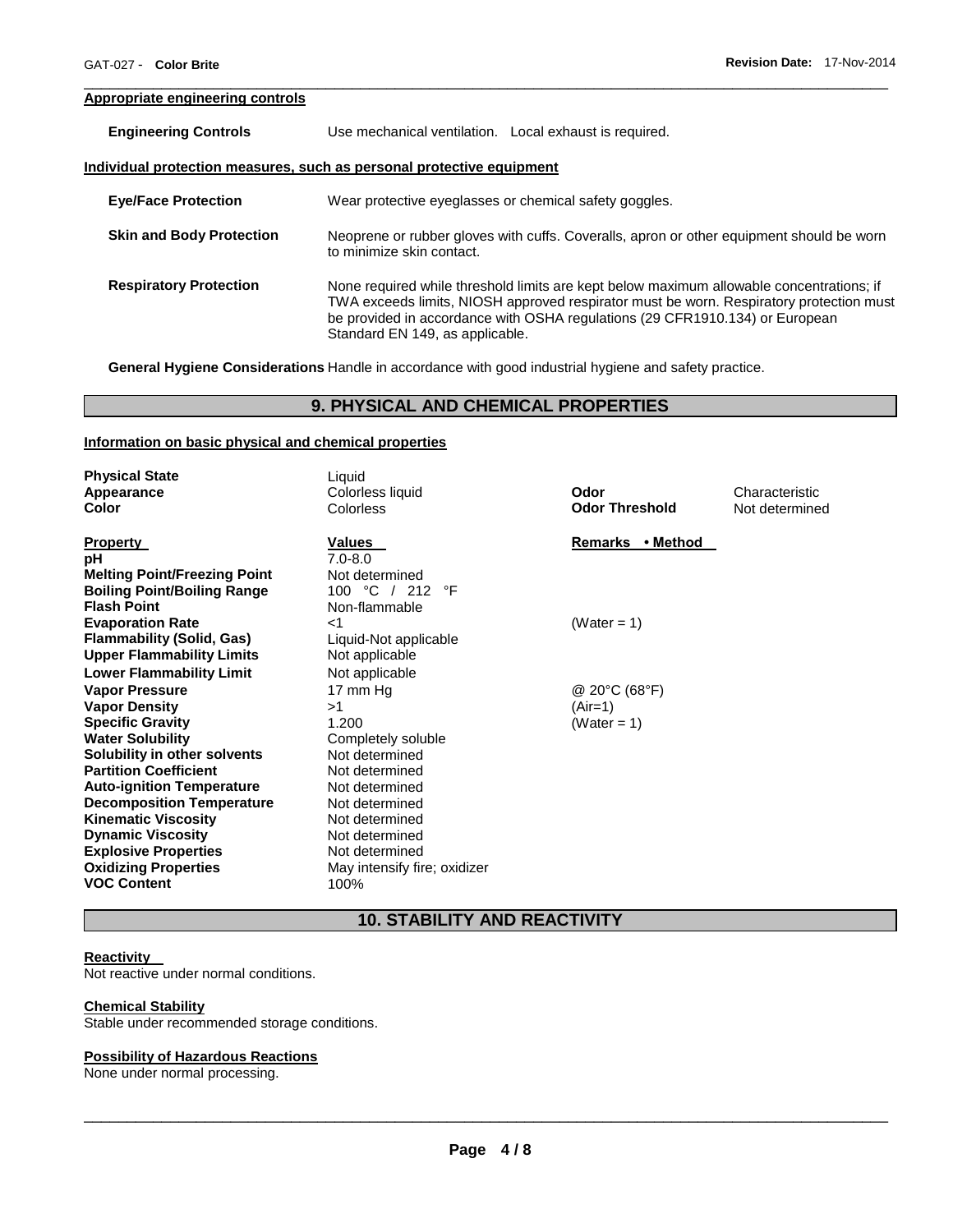**Appropriate engineering controls**

| | |
|---|---|
| **Engineering Controls** | Use mechanical ventilation. Local exhaust is required. |

**Individual protection measures, such as personal protective equipment**

| | |
|---|---|
| **Eye/Face Protection** | Wear protective eyeglasses or chemical safety goggles. |
| **Skin and Body Protection** | Neoprene or rubber gloves with cuffs. Coveralls, apron or other equipment should be worn to minimize skin contact. |
| **Respiratory Protection** | None required while threshold limits are kept below maximum allowable concentrations; if TWA exceeds limits, NIOSH approved respirator must be worn. Respiratory protection must be provided in accordance with OSHA regulations (29 CFR1910.134) or European Standard EN 149, as applicable. |

**General Hygiene Considerations** Handle in accordance with good industrial hygiene and safety practice.

## 9. PHYSICAL AND CHEMICAL PROPERTIES

**Information on basic physical and chemical properties**

| | | | |
|---|---|---|---|
| **Physical State** | Liquid | | |
| **Appearance** | Colorless liquid | **Odor** | Characteristic |
| **Color** | Colorless | **Odor Threshold** | Not determined |

| **Property** | **Values** | **Remarks • Method** |
|---|---|---|
| **pH** | 7.0-8.0 | |
| **Melting Point/Freezing Point** | Not determined | |
| **Boiling Point/Boiling Range** | 100 °C / 212 °F | |
| **Flash Point** | Non-flammable | |
| **Evaporation Rate** | <1 | (Water = 1) |
| **Flammability (Solid, Gas)** | Liquid-Not applicable | |
| **Upper Flammability Limits** | Not applicable | |
| **Lower Flammability Limit** | Not applicable | |
| **Vapor Pressure** | 17 mm Hg | @ 20°C (68°F) |
| **Vapor Density** | >1 | (Air=1) |
| **Specific Gravity** | 1.200 | (Water = 1) |
| **Water Solubility** | Completely soluble | |
| **Solubility in other solvents** | Not determined | |
| **Partition Coefficient** | Not determined | |
| **Auto-ignition Temperature** | Not determined | |
| **Decomposition Temperature** | Not determined | |
| **Kinematic Viscosity** | Not determined | |
| **Dynamic Viscosity** | Not determined | |
| **Explosive Properties** | Not determined | |
| **Oxidizing Properties** | May intensify fire; oxidizer | |
| **VOC Content** | 100% | |

## 10. STABILITY AND REACTIVITY

**Reactivity**
Not reactive under normal conditions.

**Chemical Stability**
Stable under recommended storage conditions.

**Possibility of Hazardous Reactions**
None under normal processing.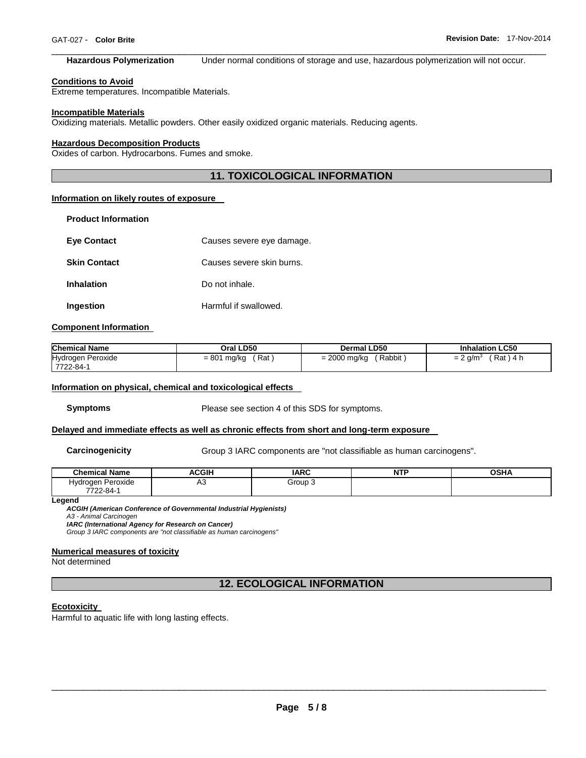**Hazardous Polymerization** Under normal conditions of storage and use, hazardous polymerization will not occur.

**Conditions to Avoid**
Extreme temperatures. Incompatible Materials.

**Incompatible Materials**
Oxidizing materials. Metallic powders. Other easily oxidized organic materials. Reducing agents.

**Hazardous Decomposition Products**
Oxides of carbon. Hydrocarbons. Fumes and smoke.

## 11. TOXICOLOGICAL INFORMATION

**Information on likely routes of exposure**

**Product Information**

**Eye Contact** Causes severe eye damage.

**Skin Contact** Causes severe skin burns.

**Inhalation** Do not inhale.

**Ingestion** Harmful if swallowed.

**Component Information**

| Chemical Name | Oral LD50 | Dermal LD50 | Inhalation LC50 |
|---|---|---|---|
| Hydrogen Peroxide 7722-84-1 | = 801 mg/kg ( Rat ) | = 2000 mg/kg ( Rabbit ) | = 2 g/m$^3$ ( Rat ) 4 h |

**Information on physical, chemical and toxicological effects**

**Symptoms** Please see section 4 of this SDS for symptoms.

**Delayed and immediate effects as well as chronic effects from short and long-term exposure**

**Carcinogenicity** Group 3 IARC components are "not classifiable as human carcinogens".

| Chemical Name | ACGIH | IARC | NTP | OSHA |
|---|---|---|---|---|
| Hydrogen Peroxide 7722-84-1 | A3 | Group 3 | | |

**Legend**
***ACGIH (American Conference of Governmental Industrial Hygienists)***
*A3 - Animal Carcinogen*
***IARC (International Agency for Research on Cancer)***
*Group 3 IARC components are "not classifiable as human carcinogens"*

**Numerical measures of toxicity**
Not determined

## 12. ECOLOGICAL INFORMATION

**Ecotoxicity**
Harmful to aquatic life with long lasting effects.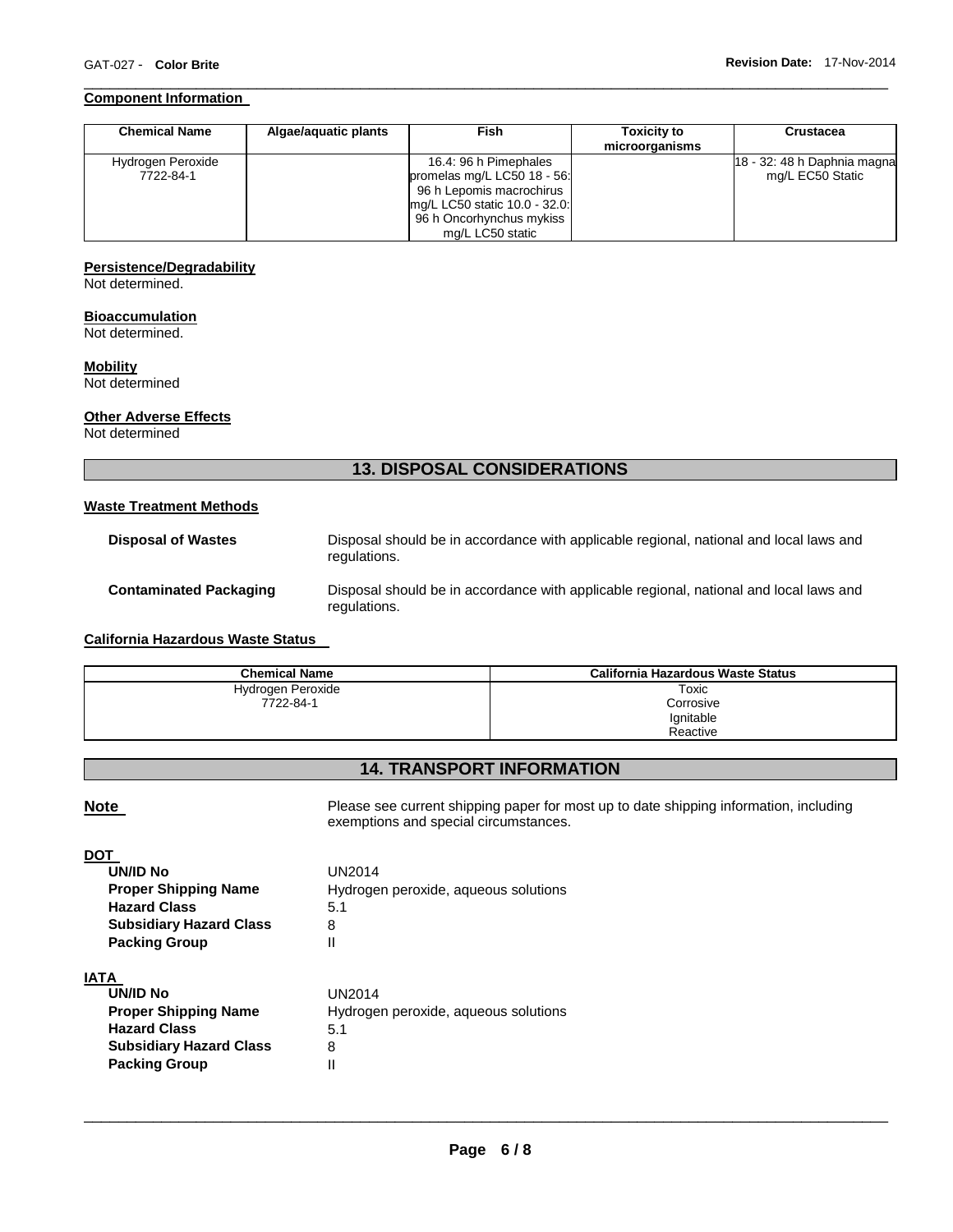### Component Information

| Chemical Name | Algae/aquatic plants | Fish | Toxicity to microorganisms | Crustacea |
|---|---|---|---|---|
| Hydrogen Peroxide 7722-84-1 | | 16.4: 96 h Pimephales promelas mg/L LC50 18 - 56: 96 h Lepomis macrochirus mg/L LC50 static 10.0 - 32.0: 96 h Oncorhynchus mykiss mg/L LC50 static | | 18 - 32: 48 h Daphnia magna mg/L EC50 Static |

### Persistence/Degradability

Not determined.

### Bioaccumulation

Not determined.

### Mobility

Not determined

### Other Adverse Effects

Not determined

## 13. DISPOSAL CONSIDERATIONS

### Waste Treatment Methods

**Disposal of Wastes** Disposal should be in accordance with applicable regional, national and local laws and regulations.

**Contaminated Packaging** Disposal should be in accordance with applicable regional, national and local laws and regulations.

### California Hazardous Waste Status

| Chemical Name | California Hazardous Waste Status |
|---|---|
| Hydrogen Peroxide 7722-84-1 | Toxic Corrosive Ignitable Reactive |

## 14. TRANSPORT INFORMATION

**Note** Please see current shipping paper for most up to date shipping information, including exemptions and special circumstances.

**DOT**

- **UN/ID No** UN2014
- **Proper Shipping Name** Hydrogen peroxide, aqueous solutions
- **Hazard Class** 5.1
- **Subsidiary Hazard Class** 8
- **Packing Group** II

**IATA**

- **UN/ID No** UN2014
- **Proper Shipping Name** Hydrogen peroxide, aqueous solutions
- **Hazard Class** 5.1
- **Subsidiary Hazard Class** 8
- **Packing Group** II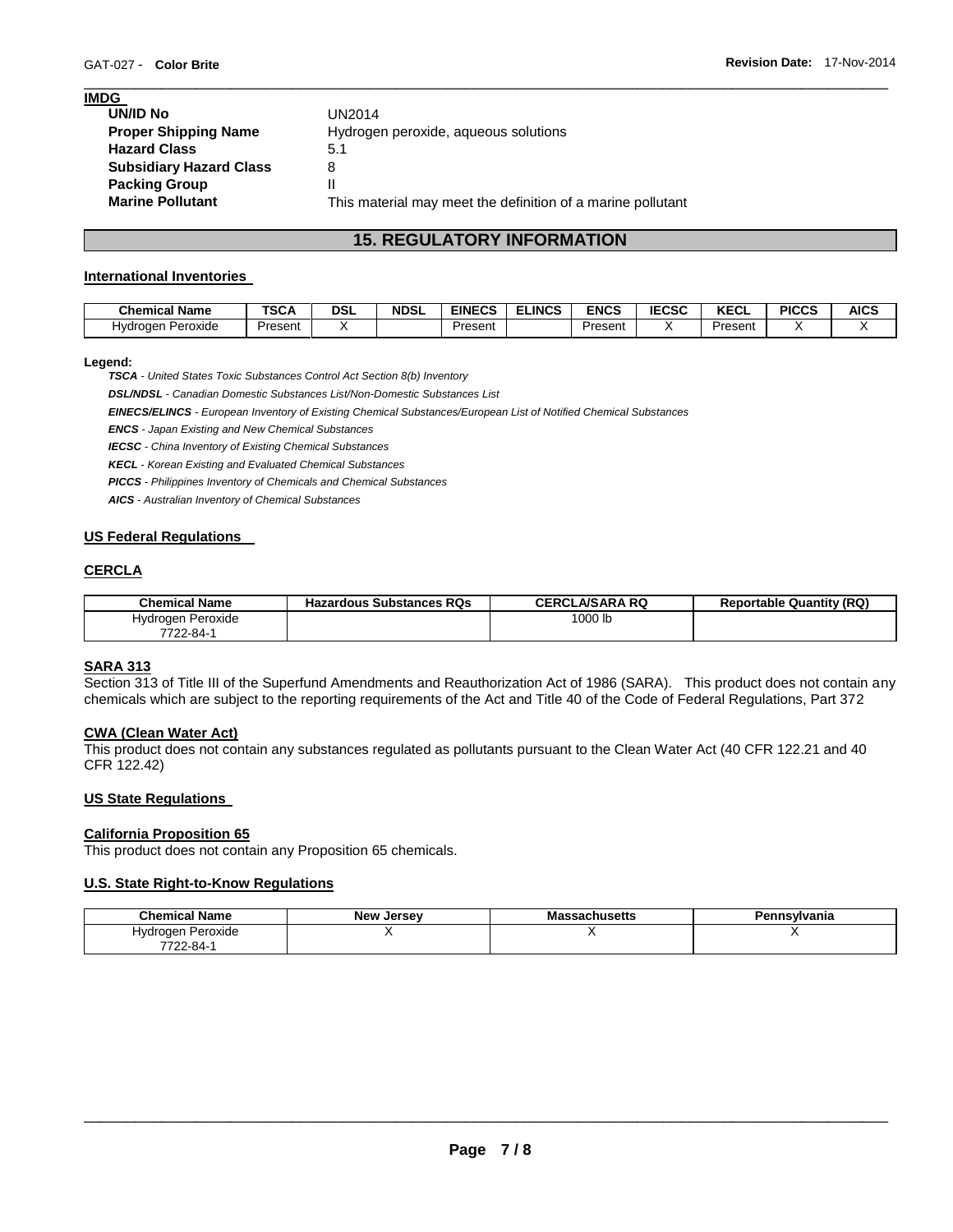**IMDG**

| | |
|---|---|
| **UN/ID No** | UN2014 |
| **Proper Shipping Name** | Hydrogen peroxide, aqueous solutions |
| **Hazard Class** | 5.1 |
| **Subsidiary Hazard Class** | 8 |
| **Packing Group** | II |
| **Marine Pollutant** | This material may meet the definition of a marine pollutant |

## 15. REGULATORY INFORMATION

### International Inventories

| Chemical Name | TSCA | DSL | NDSL | EINECS | ELINCS | ENCS | IECSC | KECL | PICCS | AICS |
|---|---|---|---|---|---|---|---|---|---|---|
| Hydrogen Peroxide | Present | X | | Present | | Present | X | Present | X | X |

**Legend:**

***TSCA*** *- United States Toxic Substances Control Act Section 8(b) Inventory*

***DSL/NDSL*** *- Canadian Domestic Substances List/Non-Domestic Substances List*

***EINECS/ELINCS*** *- European Inventory of Existing Chemical Substances/European List of Notified Chemical Substances*

***ENCS*** *- Japan Existing and New Chemical Substances*

***IECSC*** *- China Inventory of Existing Chemical Substances*

***KECL*** *- Korean Existing and Evaluated Chemical Substances*

***PICCS*** *- Philippines Inventory of Chemicals and Chemical Substances*

***AICS*** *- Australian Inventory of Chemical Substances*

### US Federal Regulations

### CERCLA

| Chemical Name | Hazardous Substances RQs | CERCLA/SARA RQ | Reportable Quantity (RQ) |
|---|---|---|---|
| Hydrogen Peroxide 7722-84-1 | | 1000 lb | |

### SARA 313

Section 313 of Title III of the Superfund Amendments and Reauthorization Act of 1986 (SARA). This product does not contain any chemicals which are subject to the reporting requirements of the Act and Title 40 of the Code of Federal Regulations, Part 372

### CWA (Clean Water Act)

This product does not contain any substances regulated as pollutants pursuant to the Clean Water Act (40 CFR 122.21 and 40 CFR 122.42)

### US State Regulations

### California Proposition 65

This product does not contain any Proposition 65 chemicals.

### U.S. State Right-to-Know Regulations

| Chemical Name | New Jersey | Massachusetts | Pennsylvania |
|---|---|---|---|
| Hydrogen Peroxide 7722-84-1 | X | X | X |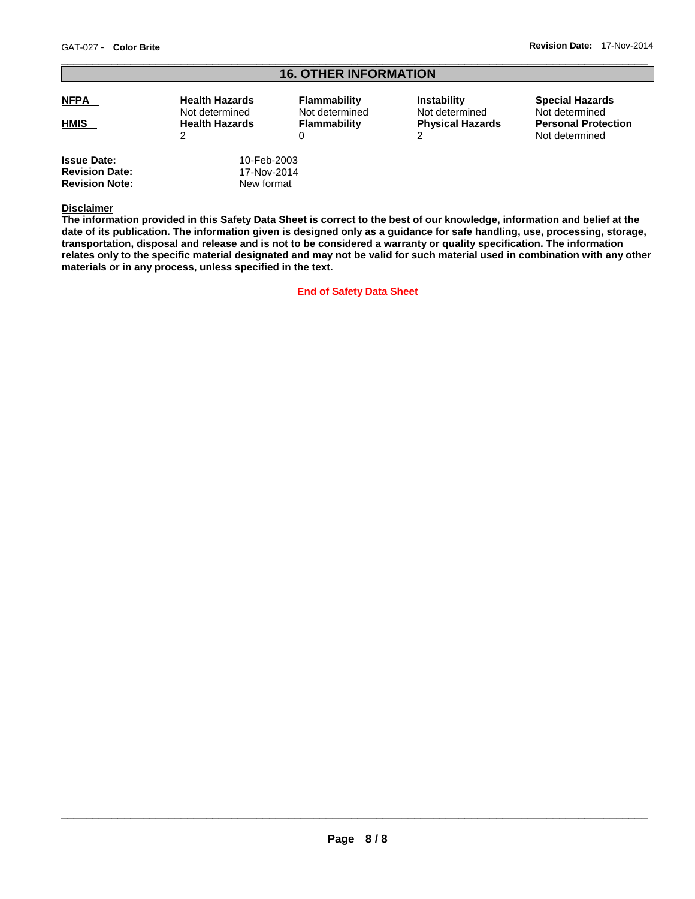## 16. OTHER INFORMATION

| | | | | |
|---|---|---|---|---|
| **NFPA** | **Health Hazards** | **Flammability** | **Instability** | **Special Hazards** |
| | Not determined | Not determined | Not determined | Not determined |
| **HMIS** | **Health Hazards** | **Flammability** | **Physical Hazards** | **Personal Protection** |
| | 2 | 0 | 2 | Not determined |

**Issue Date:** 10-Feb-2003
**Revision Date:** 17-Nov-2014
**Revision Note:** New format

**Disclaimer**

**The information provided in this Safety Data Sheet is correct to the best of our knowledge, information and belief at the date of its publication. The information given is designed only as a guidance for safe handling, use, processing, storage, transportation, disposal and release and is not to be considered a warranty or quality specification. The information relates only to the specific material designated and may not be valid for such material used in combination with any other materials or in any process, unless specified in the text.**

**End of Safety Data Sheet**